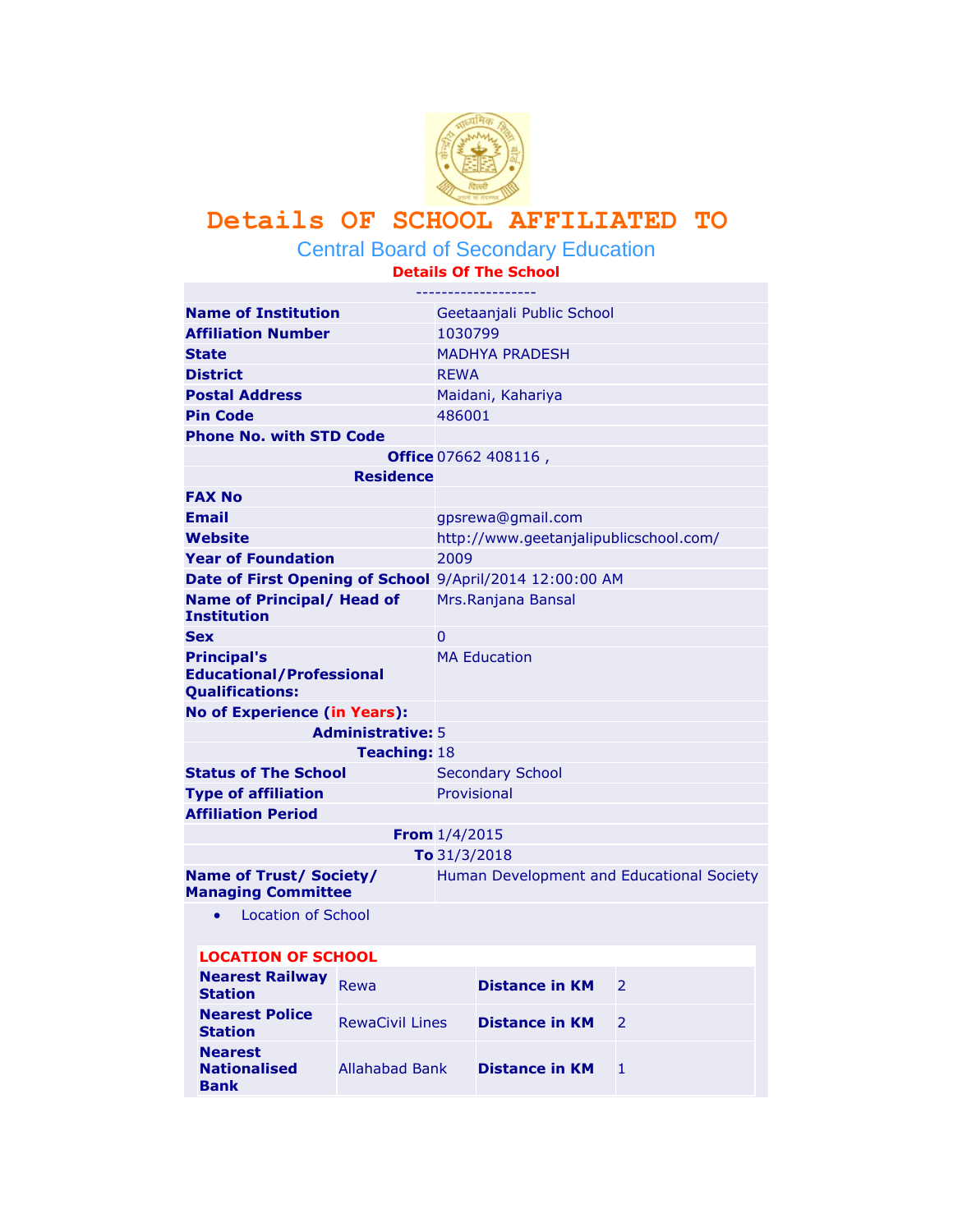# Details OF SCHOOL AFFILIATED TO

## Central Board of Secondary Education

### Details Of The School

-------------------

| | |
|---|---|
| **Name of Institution** | Geetaanjali Public School |
| **Affiliation Number** | 1030799 |
| **State** | MADHYA PRADESH |
| **District** | REWA |
| **Postal Address** | Maidani, Kahariya |
| **Pin Code** | 486001 |
| **Phone No. with STD Code** | |
| **Office** | 07662 408116 , |
| **Residence** | |
| **FAX No** | |
| **Email** | gpsrewa@gmail.com |
| **Website** | http://www.geetanjalipublicschool.com/ |
| **Year of Foundation** | 2009 |
| **Date of First Opening of School** | 9/April/2014 12:00:00 AM |
| **Name of Principal/ Head of Institution** | Mrs.Ranjana Bansal |
| **Sex** | 0 |
| **Principal's Educational/Professional Qualifications:** | MA Education |
| **No of Experience (in Years):** | |
| **Administrative:** | 5 |
| **Teaching:** | 18 |
| **Status of The School** | Secondary School |
| **Type of affiliation** | Provisional |
| **Affiliation Period** | |
| **From** | 1/4/2015 |
| **To** | 31/3/2018 |
| **Name of Trust/ Society/ Managing Committee** | Human Development and Educational Society |

- Location of School

**LOCATION OF SCHOOL**

| | | | |
|---|---|---|---|
| **Nearest Railway Station** | Rewa | **Distance in KM** | 2 |
| **Nearest Police Station** | RewaCivil Lines | **Distance in KM** | 2 |
| **Nearest Nationalised Bank** | Allahabad Bank | **Distance in KM** | 1 |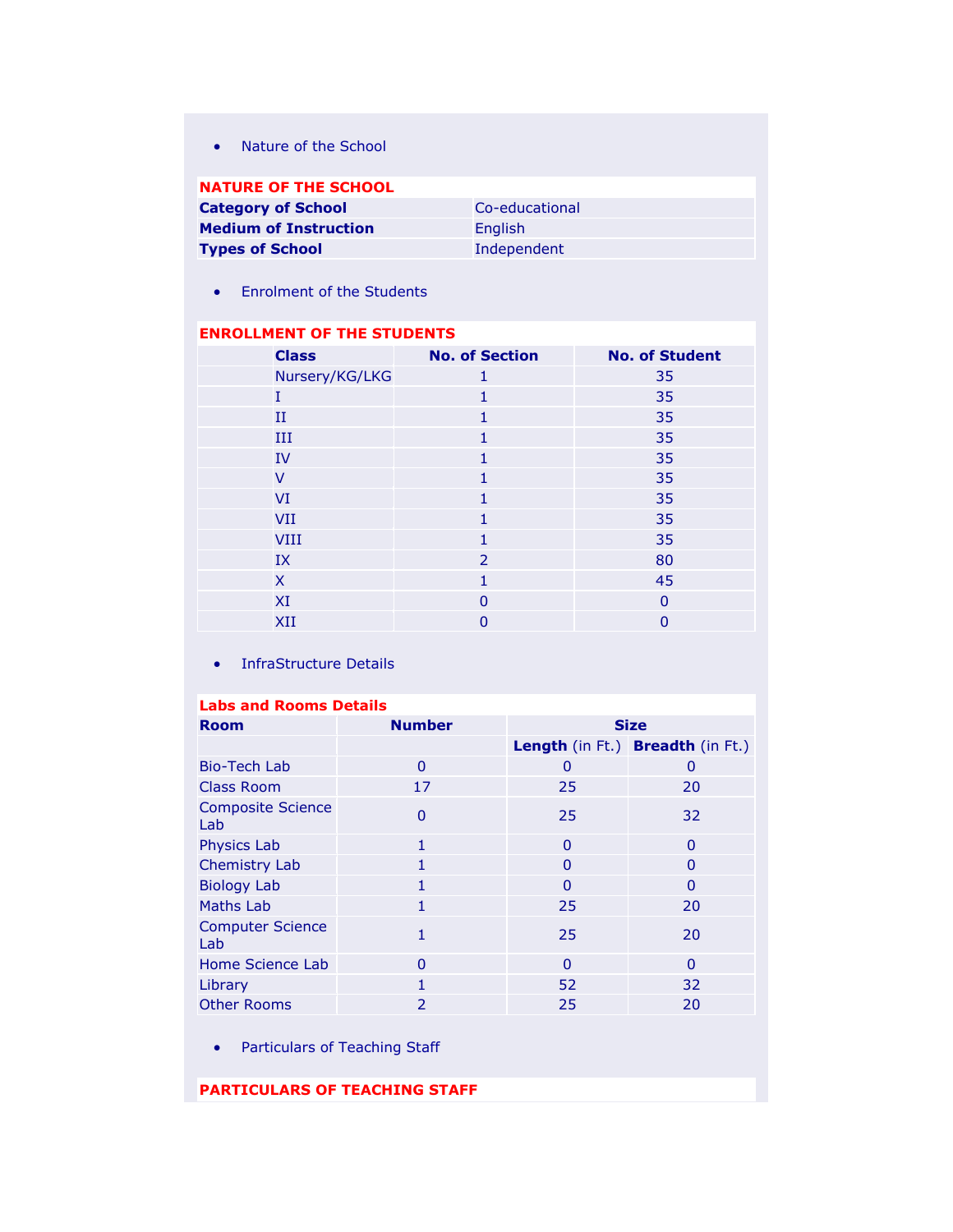- Nature of the School

| NATURE OF THE SCHOOL | |
|---|---|
| **Category of School** | Co-educational |
| **Medium of Instruction** | English |
| **Types of School** | Independent |

- Enrolment of the Students

| ENROLLMENT OF THE STUDENTS | | | |
|---|---|---|---|
| | **Class** | **No. of Section** | **No. of Student** |
| | Nursery/KG/LKG | 1 | 35 |
| | I | 1 | 35 |
| | II | 1 | 35 |
| | III | 1 | 35 |
| | IV | 1 | 35 |
| | V | 1 | 35 |
| | VI | 1 | 35 |
| | VII | 1 | 35 |
| | VIII | 1 | 35 |
| | IX | 2 | 80 |
| | X | 1 | 45 |
| | XI | 0 | 0 |
| | XII | 0 | 0 |

- InfraStructure Details

| Labs and Rooms Details | | | |
|---|---|---|---|
| **Room** | **Number** | **Size** | |
| | | **Length** (in Ft.) | **Breadth** (in Ft.) |
| Bio-Tech Lab | 0 | 0 | 0 |
| Class Room | 17 | 25 | 20 |
| Composite Science Lab | 0 | 25 | 32 |
| Physics Lab | 1 | 0 | 0 |
| Chemistry Lab | 1 | 0 | 0 |
| Biology Lab | 1 | 0 | 0 |
| Maths Lab | 1 | 25 | 20 |
| Computer Science Lab | 1 | 25 | 20 |
| Home Science Lab | 0 | 0 | 0 |
| Library | 1 | 52 | 32 |
| Other Rooms | 2 | 25 | 20 |

- Particulars of Teaching Staff

**PARTICULARS OF TEACHING STAFF**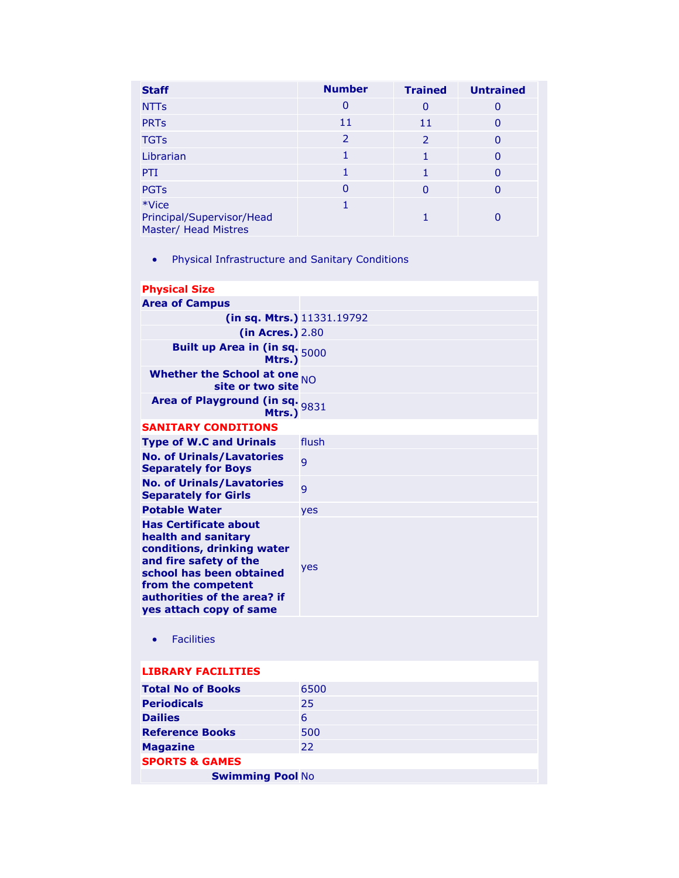| Staff | Number | Trained | Untrained |
|---|---|---|---|
| NTTs | 0 | 0 | 0 |
| PRTs | 11 | 11 | 0 |
| TGTs | 2 | 2 | 0 |
| Librarian | 1 | 1 | 0 |
| PTI | 1 | 1 | 0 |
| PGTs | 0 | 0 | 0 |
| *Vice Principal/Supervisor/Head Master/ Head Mistres | 1 | 1 | 0 |

- Physical Infrastructure and Sanitary Conditions

| **Physical Size** | |
|---|---|
| **Area of Campus** | |
| **(in sq. Mtrs.)** | 11331.19792 |
| **(in Acres.)** | 2.80 |
| **Built up Area in (in sq. Mtrs.)** | 5000 |
| **Whether the School at one site or two site** | NO |
| **Area of Playground (in sq. Mtrs.)** | 9831 |
| **SANITARY CONDITIONS** | |
| **Type of W.C and Urinals** | flush |
| **No. of Urinals/Lavatories Separately for Boys** | 9 |
| **No. of Urinals/Lavatories Separately for Girls** | 9 |
| **Potable Water** | yes |
| **Has Certificate about health and sanitary conditions, drinking water and fire safety of the school has been obtained from the competent authorities of the area? if yes attach copy of same** | yes |

- Facilities

| **LIBRARY FACILITIES** | |
|---|---|
| **Total No of Books** | 6500 |
| **Periodicals** | 25 |
| **Dailies** | 6 |
| **Reference Books** | 500 |
| **Magazine** | 22 |
| **SPORTS & GAMES** | |
| **Swimming Pool** | No |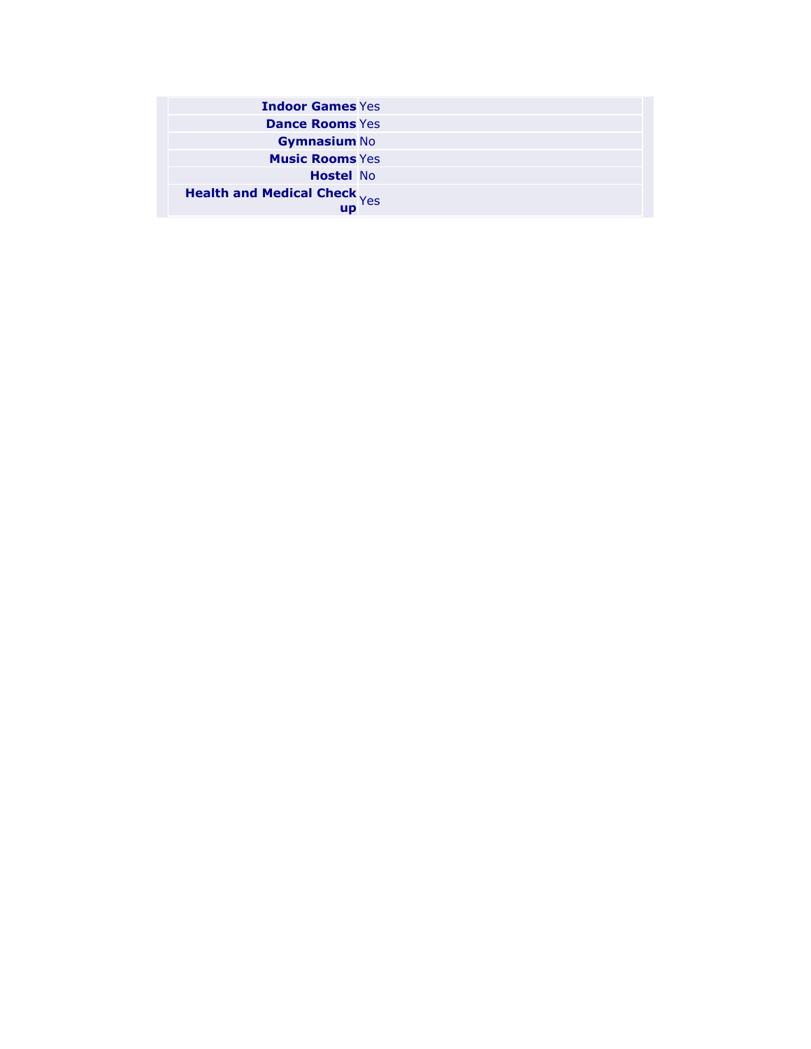| | |
|---|---|
| **Indoor Games** | Yes |
| **Dance Rooms** | Yes |
| **Gymnasium** | No |
| **Music Rooms** | Yes |
| **Hostel** | No |
| **Health and Medical Check up** | Yes |